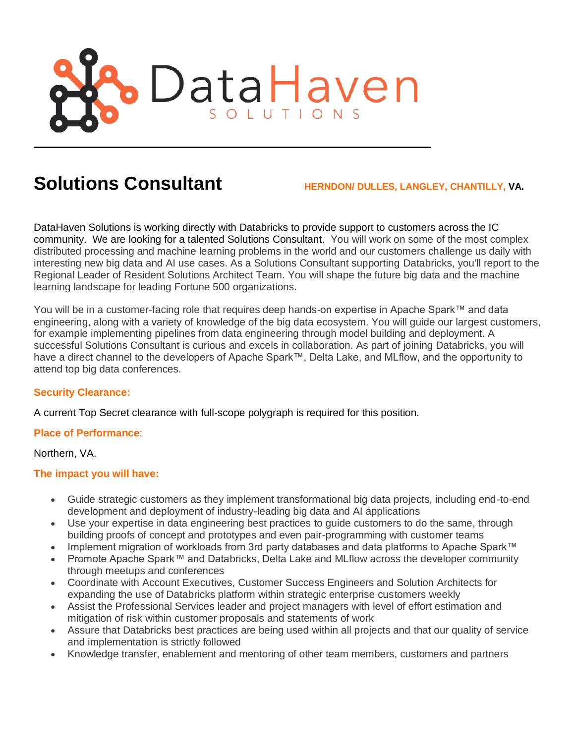DataHaven SOLUTIONS

# Solutions Consultant

**HERNDON/ DULLES, LANGLEY, CHANTILLY, VA.**

DataHaven Solutions is working directly with Databricks to provide support to customers across the IC community. We are looking for a talented Solutions Consultant. You will work on some of the most complex distributed processing and machine learning problems in the world and our customers challenge us daily with interesting new big data and AI use cases. As a Solutions Consultant supporting Databricks, you'll report to the Regional Leader of Resident Solutions Architect Team. You will shape the future big data and the machine learning landscape for leading Fortune 500 organizations.

You will be in a customer-facing role that requires deep hands-on expertise in Apache Spark™ and data engineering, along with a variety of knowledge of the big data ecosystem. You will guide our largest customers, for example implementing pipelines from data engineering through model building and deployment. A successful Solutions Consultant is curious and excels in collaboration. As part of joining Databricks, you will have a direct channel to the developers of Apache Spark™, Delta Lake, and MLflow, and the opportunity to attend top big data conferences.

### Security Clearance:

A current Top Secret clearance with full-scope polygraph is required for this position.

### Place of Performance:

Northern, VA.

### The impact you will have:

- Guide strategic customers as they implement transformational big data projects, including end-to-end development and deployment of industry-leading big data and AI applications
- Use your expertise in data engineering best practices to guide customers to do the same, through building proofs of concept and prototypes and even pair-programming with customer teams
- Implement migration of workloads from 3rd party databases and data platforms to Apache Spark™
- Promote Apache Spark™ and Databricks, Delta Lake and MLflow across the developer community through meetups and conferences
- Coordinate with Account Executives, Customer Success Engineers and Solution Architects for expanding the use of Databricks platform within strategic enterprise customers weekly
- Assist the Professional Services leader and project managers with level of effort estimation and mitigation of risk within customer proposals and statements of work
- Assure that Databricks best practices are being used within all projects and that our quality of service and implementation is strictly followed
- Knowledge transfer, enablement and mentoring of other team members, customers and partners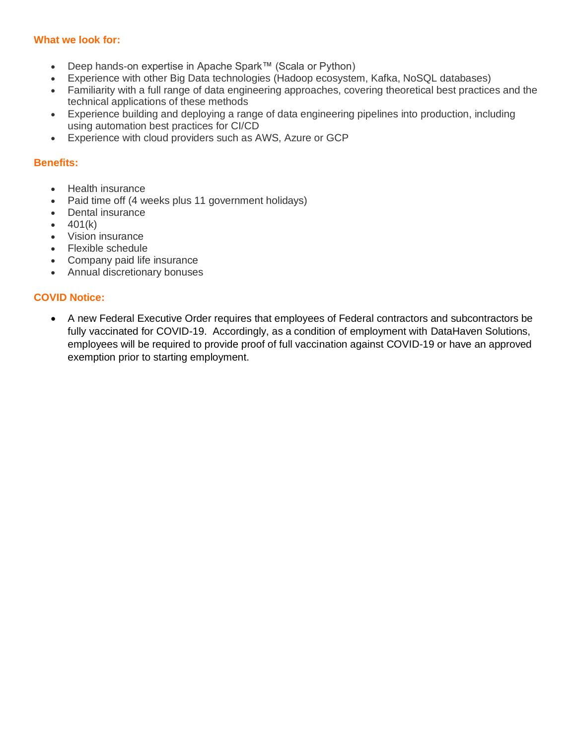**What we look for:**

- Deep hands-on expertise in Apache Spark™ (Scala or Python)
- Experience with other Big Data technologies (Hadoop ecosystem, Kafka, NoSQL databases)
- Familiarity with a full range of data engineering approaches, covering theoretical best practices and the technical applications of these methods
- Experience building and deploying a range of data engineering pipelines into production, including using automation best practices for CI/CD
- Experience with cloud providers such as AWS, Azure or GCP

**Benefits:**

- Health insurance
- Paid time off (4 weeks plus 11 government holidays)
- Dental insurance
- 401(k)
- Vision insurance
- Flexible schedule
- Company paid life insurance
- Annual discretionary bonuses

**COVID Notice:**

- A new Federal Executive Order requires that employees of Federal contractors and subcontractors be fully vaccinated for COVID-19. Accordingly, as a condition of employment with DataHaven Solutions, employees will be required to provide proof of full vaccination against COVID-19 or have an approved exemption prior to starting employment.